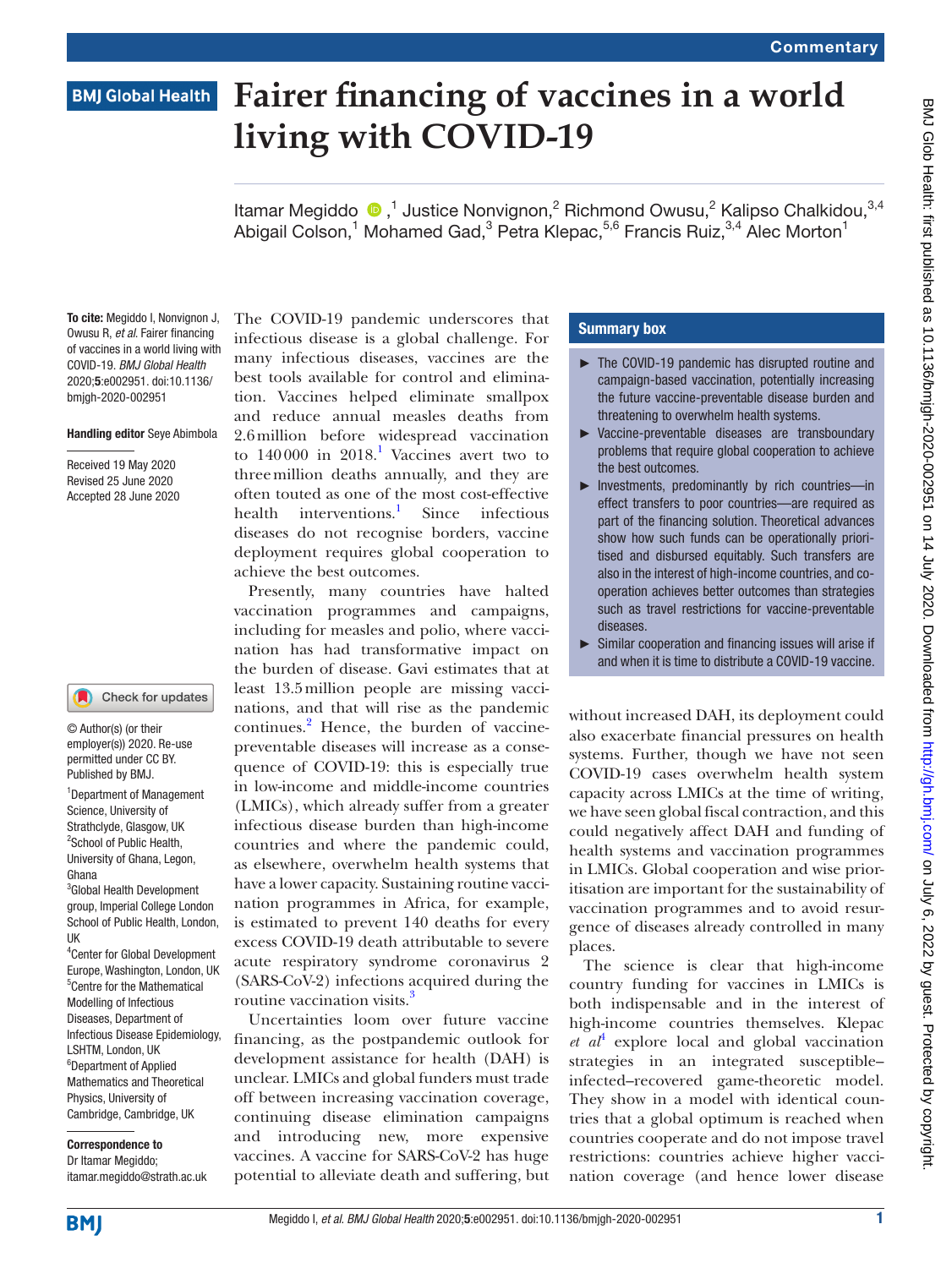# Fairer financing of vaccines in a world living with COVID-19

Itamar Megiddo [1], Justice Nonvignon [2], Richmond Owusu [2], Kalipso Chalkidou [3,4], Abigail Colson [1], Mohamed Gad [3], Petra Klepac [5,6], Francis Ruiz [3,4], Alec Morton [1]

**To cite:** Megiddo I, Nonvignon J, Owusu R, *et al*. Fairer financing of vaccines in a world living with COVID-19. *BMJ Global Health* 2020;**5**:e002951. doi:10.1136/bmjgh-2020-002951

**Handling editor** Seye Abimbola

Received 19 May 2020
Revised 25 June 2020
Accepted 28 June 2020

© Author(s) (or their employer(s)) 2020. Re-use permitted under CC BY. Published by BMJ.

[1]Department of Management Science, University of Strathclyde, Glasgow, UK
[2]School of Public Health, University of Ghana, Legon, Ghana
[3]Global Health Development group, Imperial College London School of Public Health, London, UK
[4]Center for Global Development Europe, Washington, London, UK
[5]Centre for the Mathematical Modelling of Infectious Diseases, Department of Infectious Disease Epidemiology, LSHTM, London, UK
[6]Department of Applied Mathematics and Theoretical Physics, University of Cambridge, Cambridge, UK

**Correspondence to**
Dr Itamar Megiddo;
itamar.megiddo@strath.ac.uk

## Summary box

- The COVID-19 pandemic has disrupted routine and campaign-based vaccination, potentially increasing the future vaccine-preventable disease burden and threatening to overwhelm health systems.
- Vaccine-preventable diseases are transboundary problems that require global cooperation to achieve the best outcomes.
- Investments, predominantly by rich countries—in effect transfers to poor countries—are required as part of the financing solution. Theoretical advances show how such funds can be operationally prioritised and disbursed equitably. Such transfers are also in the interest of high-income countries, and cooperation achieves better outcomes than strategies such as travel restrictions for vaccine-preventable diseases.
- Similar cooperation and financing issues will arise if and when it is time to distribute a COVID-19 vaccine.

The COVID-19 pandemic underscores that infectious disease is a global challenge. For many infectious diseases, vaccines are the best tools available for control and elimination. Vaccines helped eliminate smallpox and reduce annual measles deaths from 2.6 million before widespread vaccination to 140 000 in 2018.[1] Vaccines avert two to three million deaths annually, and they are often touted as one of the most cost-effective health interventions.[1] Since infectious diseases do not recognise borders, vaccine deployment requires global cooperation to achieve the best outcomes.

Presently, many countries have halted vaccination programmes and campaigns, including for measles and polio, where vaccination has had transformative impact on the burden of disease. Gavi estimates that at least 13.5 million people are missing vaccinations, and that will rise as the pandemic continues.[2] Hence, the burden of vaccine-preventable diseases will increase as a consequence of COVID-19: this is especially true in low-income and middle-income countries (LMICs), which already suffer from a greater infectious disease burden than high-income countries and where the pandemic could, as elsewhere, overwhelm health systems that have a lower capacity. Sustaining routine vaccination programmes in Africa, for example, is estimated to prevent 140 deaths for every excess COVID-19 death attributable to severe acute respiratory syndrome coronavirus 2 (SARS-CoV-2) infections acquired during the routine vaccination visits.[3]

Uncertainties loom over future vaccine financing, as the postpandemic outlook for development assistance for health (DAH) is unclear. LMICs and global funders must trade off between increasing vaccination coverage, continuing disease elimination campaigns and introducing new, more expensive vaccines. A vaccine for SARS-CoV-2 has huge potential to alleviate death and suffering, but without increased DAH, its deployment could also exacerbate financial pressures on health systems. Further, though we have not seen COVID-19 cases overwhelm health system capacity across LMICs at the time of writing, we have seen global fiscal contraction, and this could negatively affect DAH and funding of health systems and vaccination programmes in LMICs. Global cooperation and wise prioritisation are important for the sustainability of vaccination programmes and to avoid resurgence of diseases already controlled in many places.

The science is clear that high-income country funding for vaccines in LMICs is both indispensable and in the interest of high-income countries themselves. Klepac *et al*[4] explore local and global vaccination strategies in an integrated susceptible–infected–recovered game-theoretic model. They show in a model with identical countries that a global optimum is reached when countries cooperate and do not impose travel restrictions: countries achieve higher vaccination coverage (and hence lower disease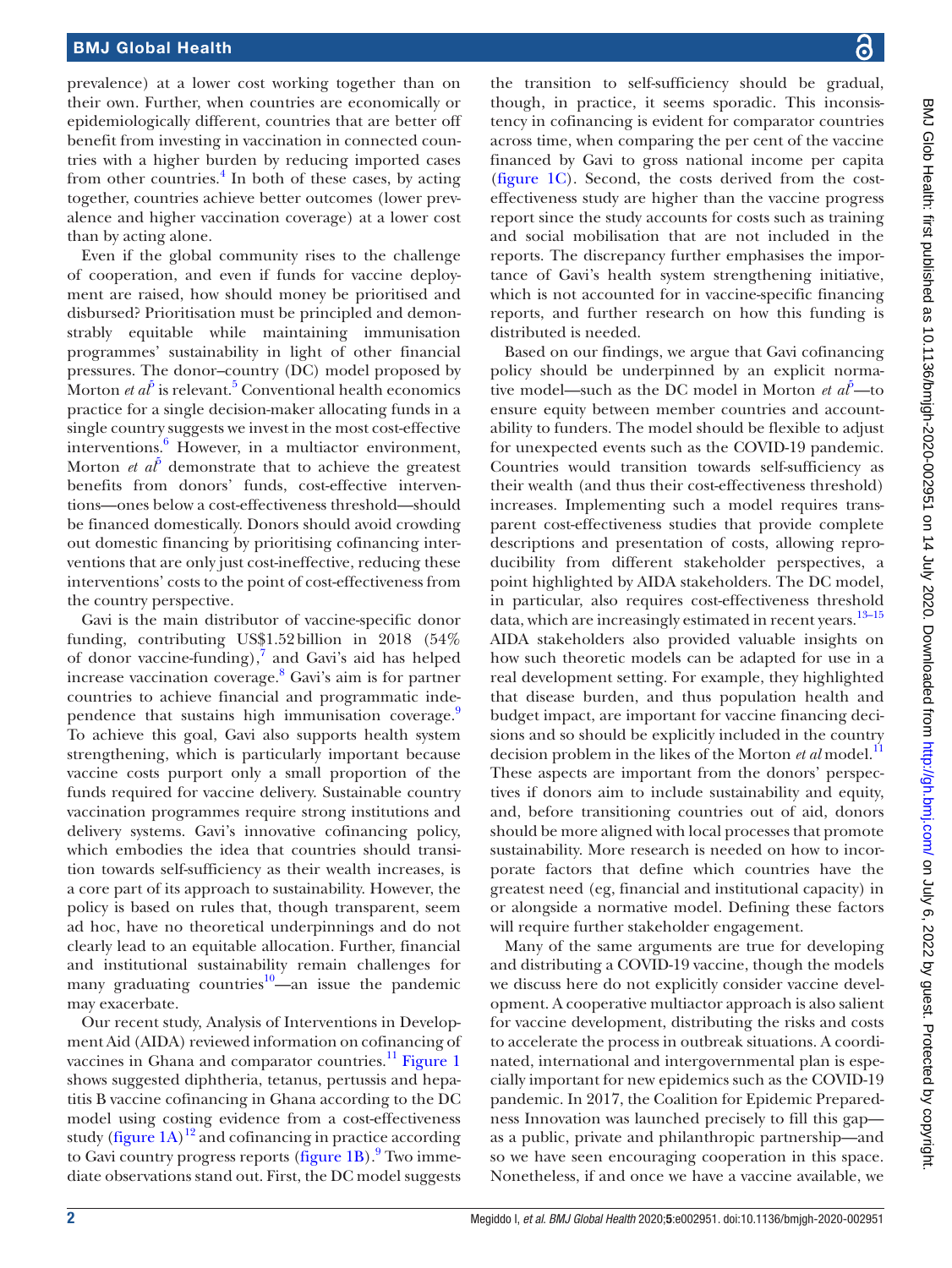prevalence) at a lower cost working together than on their own. Further, when countries are economically or epidemiologically different, countries that are better off benefit from investing in vaccination in connected countries with a higher burden by reducing imported cases from other countries.[4] In both of these cases, by acting together, countries achieve better outcomes (lower prevalence and higher vaccination coverage) at a lower cost than by acting alone.

Even if the global community rises to the challenge of cooperation, and even if funds for vaccine deployment are raised, how should money be prioritised and disbursed? Prioritisation must be principled and demonstrably equitable while maintaining immunisation programmes' sustainability in light of other financial pressures. The donor–country (DC) model proposed by Morton *et al*[5] is relevant.[5] Conventional health economics practice for a single decision-maker allocating funds in a single country suggests we invest in the most cost-effective interventions.[6] However, in a multiactor environment, Morton *et al*[5] demonstrate that to achieve the greatest benefits from donors' funds, cost-effective interventions—ones below a cost-effectiveness threshold—should be financed domestically. Donors should avoid crowding out domestic financing by prioritising cofinancing interventions that are only just cost-ineffective, reducing these interventions' costs to the point of cost-effectiveness from the country perspective.

Gavi is the main distributor of vaccine-specific donor funding, contributing US$1.52 billion in 2018 (54% of donor vaccine-funding),[7] and Gavi's aid has helped increase vaccination coverage.[8] Gavi's aim is for partner countries to achieve financial and programmatic independence that sustains high immunisation coverage.[9] To achieve this goal, Gavi also supports health system strengthening, which is particularly important because vaccine costs purport only a small proportion of the funds required for vaccine delivery. Sustainable country vaccination programmes require strong institutions and delivery systems. Gavi's innovative cofinancing policy, which embodies the idea that countries should transition towards self-sufficiency as their wealth increases, is a core part of its approach to sustainability. However, the policy is based on rules that, though transparent, seem ad hoc, have no theoretical underpinnings and do not clearly lead to an equitable allocation. Further, financial and institutional sustainability remain challenges for many graduating countries[10]—an issue the pandemic may exacerbate.

Our recent study, Analysis of Interventions in Development Aid (AIDA) reviewed information on cofinancing of vaccines in Ghana and comparator countries.[11] Figure 1 shows suggested diphtheria, tetanus, pertussis and hepatitis B vaccine cofinancing in Ghana according to the DC model using costing evidence from a cost-effectiveness study (figure 1A)[12] and cofinancing in practice according to Gavi country progress reports (figure 1B).[9] Two immediate observations stand out. First, the DC model suggests the transition to self-sufficiency should be gradual, though, in practice, it seems sporadic. This inconsistency in cofinancing is evident for comparator countries across time, when comparing the per cent of the vaccine financed by Gavi to gross national income per capita (figure 1C). Second, the costs derived from the cost-effectiveness study are higher than the vaccine progress report since the study accounts for costs such as training and social mobilisation that are not included in the reports. The discrepancy further emphasises the importance of Gavi's health system strengthening initiative, which is not accounted for in vaccine-specific financing reports, and further research on how this funding is distributed is needed.

Based on our findings, we argue that Gavi cofinancing policy should be underpinned by an explicit normative model—such as the DC model in Morton *et al*[5]—to ensure equity between member countries and accountability to funders. The model should be flexible to adjust for unexpected events such as the COVID-19 pandemic. Countries would transition towards self-sufficiency as their wealth (and thus their cost-effectiveness threshold) increases. Implementing such a model requires transparent cost-effectiveness studies that provide complete descriptions and presentation of costs, allowing reproducibility from different stakeholder perspectives, a point highlighted by AIDA stakeholders. The DC model, in particular, also requires cost-effectiveness threshold data, which are increasingly estimated in recent years.[13–15] AIDA stakeholders also provided valuable insights on how such theoretic models can be adapted for use in a real development setting. For example, they highlighted that disease burden, and thus population health and budget impact, are important for vaccine financing decisions and so should be explicitly included in the country decision problem in the likes of the Morton *et al* model.[11] These aspects are important from the donors' perspectives if donors aim to include sustainability and equity, and, before transitioning countries out of aid, donors should be more aligned with local processes that promote sustainability. More research is needed on how to incorporate factors that define which countries have the greatest need (eg, financial and institutional capacity) in or alongside a normative model. Defining these factors will require further stakeholder engagement.

Many of the same arguments are true for developing and distributing a COVID-19 vaccine, though the models we discuss here do not explicitly consider vaccine development. A cooperative multiactor approach is also salient for vaccine development, distributing the risks and costs to accelerate the process in outbreak situations. A coordinated, international and intergovernmental plan is especially important for new epidemics such as the COVID-19 pandemic. In 2017, the Coalition for Epidemic Preparedness Innovation was launched precisely to fill this gap—as a public, private and philanthropic partnership—and so we have seen encouraging cooperation in this space. Nonetheless, if and once we have a vaccine available, we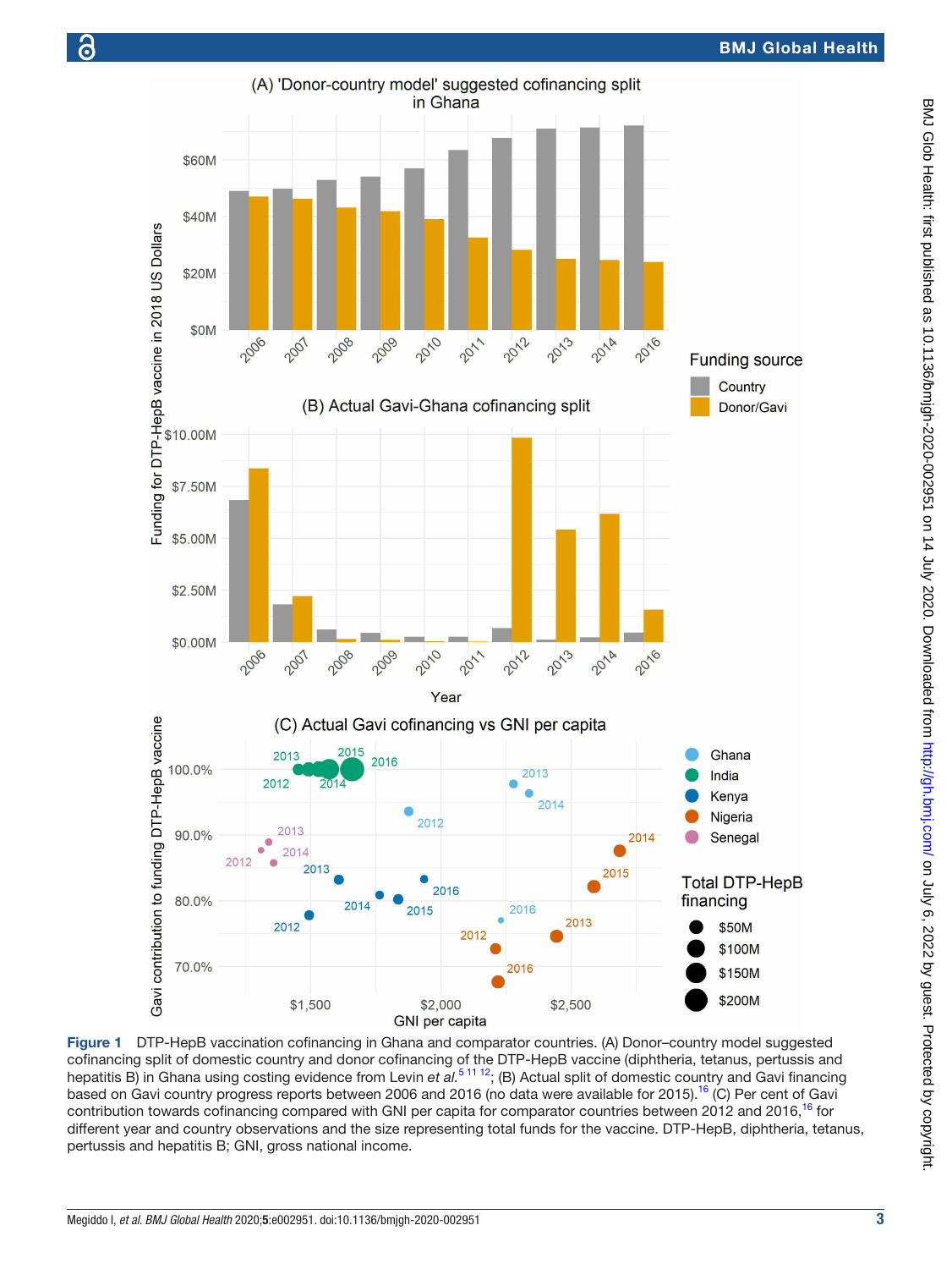**Figure 1** DTP-HepB vaccination cofinancing in Ghana and comparator countries. (A) Donor–country model suggested cofinancing split of domestic country and donor cofinancing of the DTP-HepB vaccine (diphtheria, tetanus, pertussis and hepatitis B) in Ghana using costing evidence from Levin *et al*.[5 11 12]; (B) Actual split of domestic country and Gavi financing based on Gavi country progress reports between 2006 and 2016 (no data were available for 2015).[16] (C) Per cent of Gavi contribution towards cofinancing compared with GNI per capita for comparator countries between 2012 and 2016,[16] for different year and country observations and the size representing total funds for the vaccine. DTP-HepB, diphtheria, tetanus, pertussis and hepatitis B; GNI, gross national income.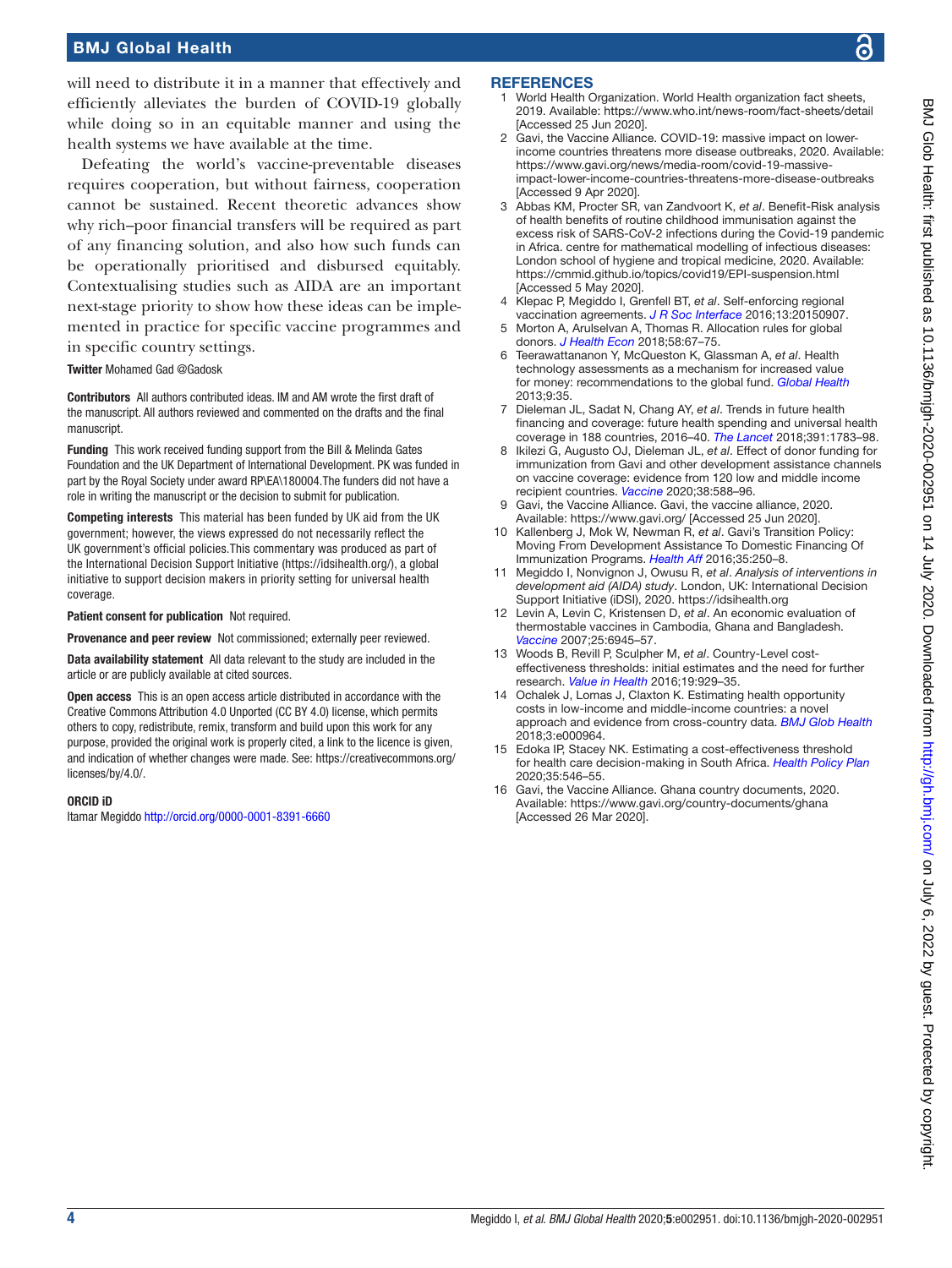will need to distribute it in a manner that effectively and efficiently alleviates the burden of COVID-19 globally while doing so in an equitable manner and using the health systems we have available at the time.

Defeating the world's vaccine-preventable diseases requires cooperation, but without fairness, cooperation cannot be sustained. Recent theoretic advances show why rich–poor financial transfers will be required as part of any financing solution, and also how such funds can be operationally prioritised and disbursed equitably. Contextualising studies such as AIDA are an important next-stage priority to show how these ideas can be implemented in practice for specific vaccine programmes and in specific country settings.

**Twitter** Mohamed Gad @Gadosk

**Contributors** All authors contributed ideas. IM and AM wrote the first draft of the manuscript. All authors reviewed and commented on the drafts and the final manuscript.

**Funding** This work received funding support from the Bill & Melinda Gates Foundation and the UK Department of International Development. PK was funded in part by the Royal Society under award RP\EA\180004.The funders did not have a role in writing the manuscript or the decision to submit for publication.

**Competing interests** This material has been funded by UK aid from the UK government; however, the views expressed do not necessarily reflect the UK government's official policies.This commentary was produced as part of the International Decision Support Initiative (https://idsihealth.org/), a global initiative to support decision makers in priority setting for universal health coverage.

**Patient consent for publication** Not required.

**Provenance and peer review** Not commissioned; externally peer reviewed.

**Data availability statement** All data relevant to the study are included in the article or are publicly available at cited sources.

**Open access** This is an open access article distributed in accordance with the Creative Commons Attribution 4.0 Unported (CC BY 4.0) license, which permits others to copy, redistribute, remix, transform and build upon this work for any purpose, provided the original work is properly cited, a link to the licence is given, and indication of whether changes were made. See: https://creativecommons.org/licenses/by/4.0/.

**ORCID iD**

Itamar Megiddo http://orcid.org/0000-0001-8391-6660

## REFERENCES

1. World Health Organization. World Health organization fact sheets, 2019. Available: https://www.who.int/news-room/fact-sheets/detail [Accessed 25 Jun 2020].
2. Gavi, the Vaccine Alliance. COVID-19: massive impact on lower-income countries threatens more disease outbreaks, 2020. Available: https://www.gavi.org/news/media-room/covid-19-massive-impact-lower-income-countries-threatens-more-disease-outbreaks [Accessed 9 Apr 2020].
3. Abbas KM, Procter SR, van Zandvoort K, *et al*. Benefit-Risk analysis of health benefits of routine childhood immunisation against the excess risk of SARS-CoV-2 infections during the Covid-19 pandemic in Africa. centre for mathematical modelling of infectious diseases: London school of hygiene and tropical medicine, 2020. Available: https://cmmid.github.io/topics/covid19/EPI-suspension.html [Accessed 5 May 2020].
4. Klepac P, Megiddo I, Grenfell BT, *et al*. Self-enforcing regional vaccination agreements. *J R Soc Interface* 2016;13:20150907.
5. Morton A, Arulselvan A, Thomas R. Allocation rules for global donors. *J Health Econ* 2018;58:67–75.
6. Teerawattananon Y, McQueston K, Glassman A, *et al*. Health technology assessments as a mechanism for increased value for money: recommendations to the global fund. *Global Health* 2013;9:35.
7. Dieleman JL, Sadat N, Chang AY, *et al*. Trends in future health financing and coverage: future health spending and universal health coverage in 188 countries, 2016–40. *The Lancet* 2018;391:1783–98.
8. Ikilezi G, Augusto OJ, Dieleman JL, *et al*. Effect of donor funding for immunization from Gavi and other development assistance channels on vaccine coverage: evidence from 120 low and middle income recipient countries. *Vaccine* 2020;38:588–96.
9. Gavi, the Vaccine Alliance. Gavi, the vaccine alliance, 2020. Available: https://www.gavi.org/ [Accessed 25 Jun 2020].
10. Kallenberg J, Mok W, Newman R, *et al*. Gavi's Transition Policy: Moving From Development Assistance To Domestic Financing Of Immunization Programs. *Health Aff* 2016;35:250–8.
11. Megiddo I, Nonvignon J, Owusu R, *et al*. *Analysis of interventions in development aid (AIDA) study*. London, UK: International Decision Support Initiative (iDSI), 2020. https://idsihealth.org
12. Levin A, Levin C, Kristensen D, *et al*. An economic evaluation of thermostable vaccines in Cambodia, Ghana and Bangladesh. *Vaccine* 2007;25:6945–57.
13. Woods B, Revill P, Sculpher M, *et al*. Country-Level cost-effectiveness thresholds: initial estimates and the need for further research. *Value in Health* 2016;19:929–35.
14. Ochalek J, Lomas J, Claxton K. Estimating health opportunity costs in low-income and middle-income countries: a novel approach and evidence from cross-country data. *BMJ Glob Health* 2018;3:e000964.
15. Edoka IP, Stacey NK. Estimating a cost-effectiveness threshold for health care decision-making in South Africa. *Health Policy Plan* 2020;35:546–55.
16. Gavi, the Vaccine Alliance. Ghana country documents, 2020. Available: https://www.gavi.org/country-documents/ghana [Accessed 26 Mar 2020].